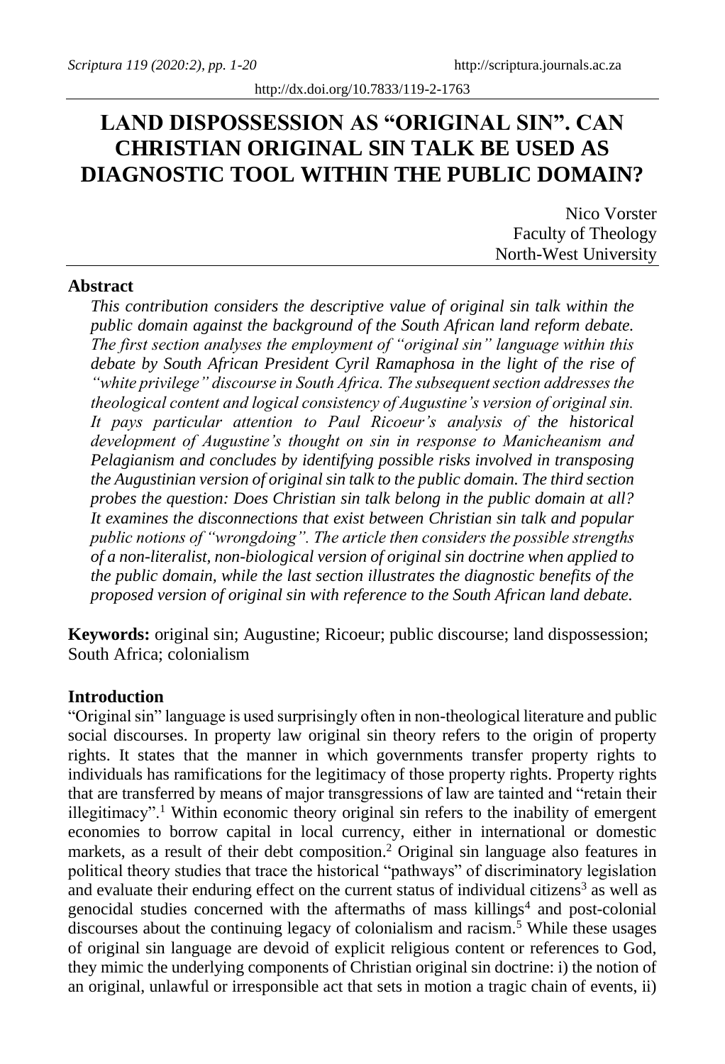# LAND DISPOSSESSION AS "ORIGINAL SIN". CAN CHRISTIAN ORIGINAL SIN TALK BE USED AS DIAGNOSTIC TOOL WITHIN THE PUBLIC DOMAIN?

Nico Vorster
Faculty of Theology
North-West University

## Abstract

*This contribution considers the descriptive value of original sin talk within the public domain against the background of the South African land reform debate. The first section analyses the employment of "original sin" language within this debate by South African President Cyril Ramaphosa in the light of the rise of "white privilege" discourse in South Africa. The subsequent section addresses the theological content and logical consistency of Augustine's version of original sin. It pays particular attention to Paul Ricoeur's analysis of the historical development of Augustine's thought on sin in response to Manicheanism and Pelagianism and concludes by identifying possible risks involved in transposing the Augustinian version of original sin talk to the public domain. The third section probes the question: Does Christian sin talk belong in the public domain at all? It examines the disconnections that exist between Christian sin talk and popular public notions of "wrongdoing". The article then considers the possible strengths of a non-literalist, non-biological version of original sin doctrine when applied to the public domain, while the last section illustrates the diagnostic benefits of the proposed version of original sin with reference to the South African land debate.*

**Keywords:** original sin; Augustine; Ricoeur; public discourse; land dispossession; South Africa; colonialism

## Introduction

"Original sin" language is used surprisingly often in non-theological literature and public social discourses. In property law original sin theory refers to the origin of property rights. It states that the manner in which governments transfer property rights to individuals has ramifications for the legitimacy of those property rights. Property rights that are transferred by means of major transgressions of law are tainted and "retain their illegitimacy".[1] Within economic theory original sin refers to the inability of emergent economies to borrow capital in local currency, either in international or domestic markets, as a result of their debt composition.[2] Original sin language also features in political theory studies that trace the historical "pathways" of discriminatory legislation and evaluate their enduring effect on the current status of individual citizens[3] as well as genocidal studies concerned with the aftermaths of mass killings[4] and post-colonial discourses about the continuing legacy of colonialism and racism.[5] While these usages of original sin language are devoid of explicit religious content or references to God, they mimic the underlying components of Christian original sin doctrine: i) the notion of an original, unlawful or irresponsible act that sets in motion a tragic chain of events, ii)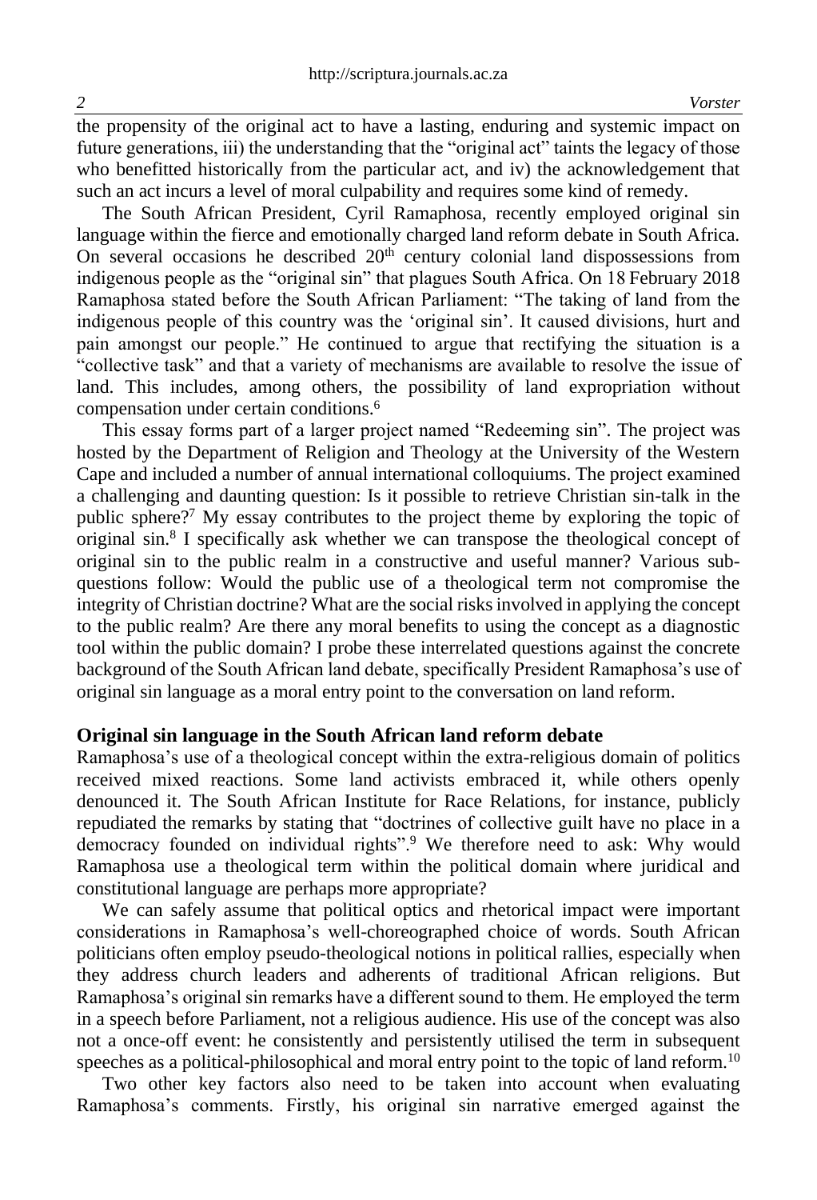the propensity of the original act to have a lasting, enduring and systemic impact on future generations, iii) the understanding that the "original act" taints the legacy of those who benefitted historically from the particular act, and iv) the acknowledgement that such an act incurs a level of moral culpability and requires some kind of remedy.

The South African President, Cyril Ramaphosa, recently employed original sin language within the fierce and emotionally charged land reform debate in South Africa. On several occasions he described 20th century colonial land dispossessions from indigenous people as the "original sin" that plagues South Africa. On 18 February 2018 Ramaphosa stated before the South African Parliament: "The taking of land from the indigenous people of this country was the 'original sin'. It caused divisions, hurt and pain amongst our people." He continued to argue that rectifying the situation is a "collective task" and that a variety of mechanisms are available to resolve the issue of land. This includes, among others, the possibility of land expropriation without compensation under certain conditions.[6]

This essay forms part of a larger project named "Redeeming sin". The project was hosted by the Department of Religion and Theology at the University of the Western Cape and included a number of annual international colloquiums. The project examined a challenging and daunting question: Is it possible to retrieve Christian sin-talk in the public sphere?[7] My essay contributes to the project theme by exploring the topic of original sin.[8] I specifically ask whether we can transpose the theological concept of original sin to the public realm in a constructive and useful manner? Various sub-questions follow: Would the public use of a theological term not compromise the integrity of Christian doctrine? What are the social risks involved in applying the concept to the public realm? Are there any moral benefits to using the concept as a diagnostic tool within the public domain? I probe these interrelated questions against the concrete background of the South African land debate, specifically President Ramaphosa's use of original sin language as a moral entry point to the conversation on land reform.

## Original sin language in the South African land reform debate

Ramaphosa's use of a theological concept within the extra-religious domain of politics received mixed reactions. Some land activists embraced it, while others openly denounced it. The South African Institute for Race Relations, for instance, publicly repudiated the remarks by stating that "doctrines of collective guilt have no place in a democracy founded on individual rights".[9] We therefore need to ask: Why would Ramaphosa use a theological term within the political domain where juridical and constitutional language are perhaps more appropriate?

We can safely assume that political optics and rhetorical impact were important considerations in Ramaphosa's well-choreographed choice of words. South African politicians often employ pseudo-theological notions in political rallies, especially when they address church leaders and adherents of traditional African religions. But Ramaphosa's original sin remarks have a different sound to them. He employed the term in a speech before Parliament, not a religious audience. His use of the concept was also not a once-off event: he consistently and persistently utilised the term in subsequent speeches as a political-philosophical and moral entry point to the topic of land reform.[10]

Two other key factors also need to be taken into account when evaluating Ramaphosa's comments. Firstly, his original sin narrative emerged against the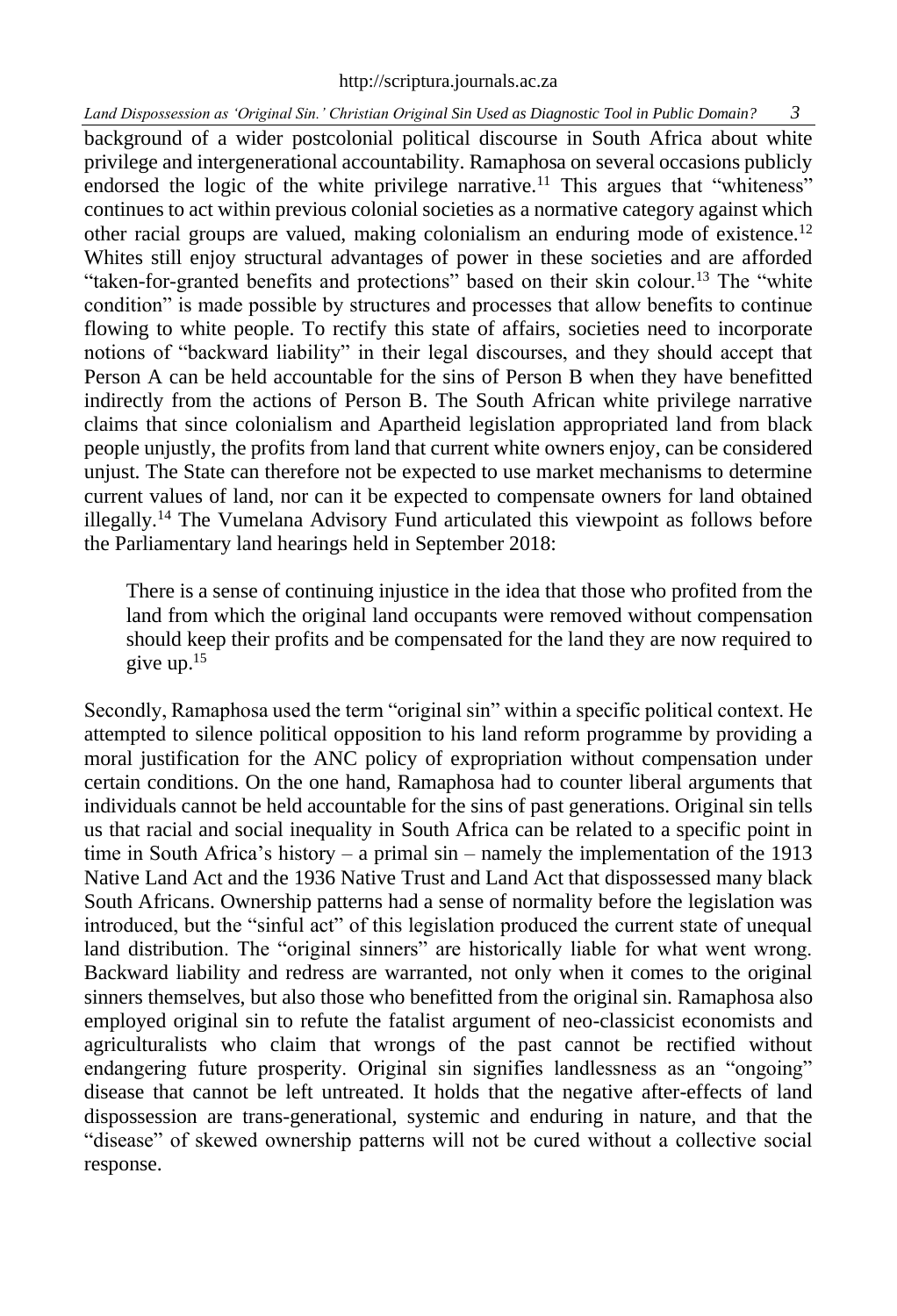background of a wider postcolonial political discourse in South Africa about white privilege and intergenerational accountability. Ramaphosa on several occasions publicly endorsed the logic of the white privilege narrative.[11] This argues that "whiteness" continues to act within previous colonial societies as a normative category against which other racial groups are valued, making colonialism an enduring mode of existence.[12] Whites still enjoy structural advantages of power in these societies and are afforded "taken-for-granted benefits and protections" based on their skin colour.[13] The "white condition" is made possible by structures and processes that allow benefits to continue flowing to white people. To rectify this state of affairs, societies need to incorporate notions of "backward liability" in their legal discourses, and they should accept that Person A can be held accountable for the sins of Person B when they have benefitted indirectly from the actions of Person B. The South African white privilege narrative claims that since colonialism and Apartheid legislation appropriated land from black people unjustly, the profits from land that current white owners enjoy, can be considered unjust. The State can therefore not be expected to use market mechanisms to determine current values of land, nor can it be expected to compensate owners for land obtained illegally.[14] The Vumelana Advisory Fund articulated this viewpoint as follows before the Parliamentary land hearings held in September 2018:

> There is a sense of continuing injustice in the idea that those who profited from the land from which the original land occupants were removed without compensation should keep their profits and be compensated for the land they are now required to give up.[15]

Secondly, Ramaphosa used the term "original sin" within a specific political context. He attempted to silence political opposition to his land reform programme by providing a moral justification for the ANC policy of expropriation without compensation under certain conditions. On the one hand, Ramaphosa had to counter liberal arguments that individuals cannot be held accountable for the sins of past generations. Original sin tells us that racial and social inequality in South Africa can be related to a specific point in time in South Africa's history – a primal sin – namely the implementation of the 1913 Native Land Act and the 1936 Native Trust and Land Act that dispossessed many black South Africans. Ownership patterns had a sense of normality before the legislation was introduced, but the "sinful act" of this legislation produced the current state of unequal land distribution. The "original sinners" are historically liable for what went wrong. Backward liability and redress are warranted, not only when it comes to the original sinners themselves, but also those who benefitted from the original sin. Ramaphosa also employed original sin to refute the fatalist argument of neo-classicist economists and agriculturalists who claim that wrongs of the past cannot be rectified without endangering future prosperity. Original sin signifies landlessness as an "ongoing" disease that cannot be left untreated. It holds that the negative after-effects of land dispossession are trans-generational, systemic and enduring in nature, and that the "disease" of skewed ownership patterns will not be cured without a collective social response.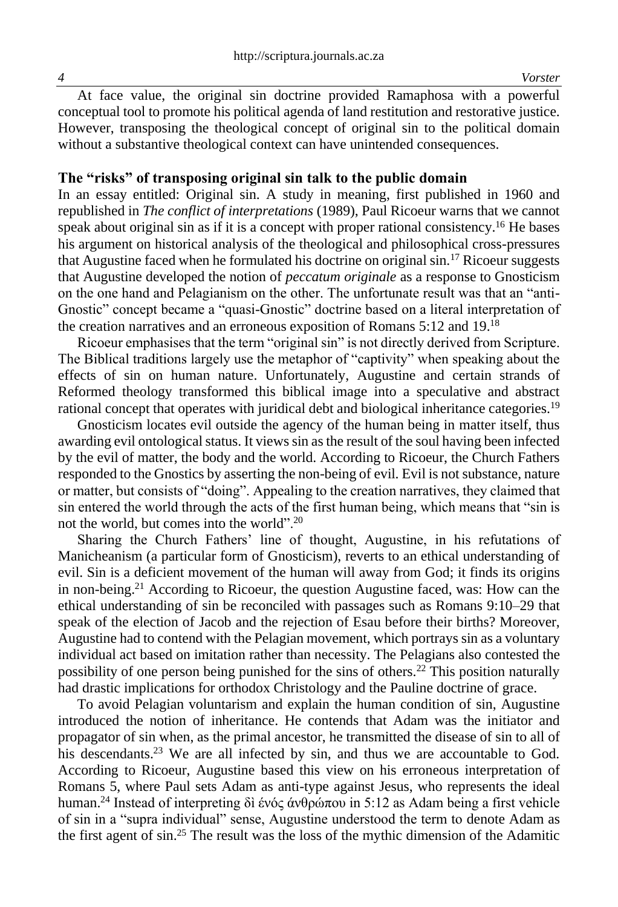At face value, the original sin doctrine provided Ramaphosa with a powerful conceptual tool to promote his political agenda of land restitution and restorative justice. However, transposing the theological concept of original sin to the political domain without a substantive theological context can have unintended consequences.

## The "risks" of transposing original sin talk to the public domain

In an essay entitled: Original sin. A study in meaning, first published in 1960 and republished in *The conflict of interpretations* (1989), Paul Ricoeur warns that we cannot speak about original sin as if it is a concept with proper rational consistency.[16] He bases his argument on historical analysis of the theological and philosophical cross-pressures that Augustine faced when he formulated his doctrine on original sin.[17] Ricoeur suggests that Augustine developed the notion of *peccatum originale* as a response to Gnosticism on the one hand and Pelagianism on the other. The unfortunate result was that an "anti-Gnostic" concept became a "quasi-Gnostic" doctrine based on a literal interpretation of the creation narratives and an erroneous exposition of Romans 5:12 and 19.[18]

Ricoeur emphasises that the term "original sin" is not directly derived from Scripture. The Biblical traditions largely use the metaphor of "captivity" when speaking about the effects of sin on human nature. Unfortunately, Augustine and certain strands of Reformed theology transformed this biblical image into a speculative and abstract rational concept that operates with juridical debt and biological inheritance categories.[19]

Gnosticism locates evil outside the agency of the human being in matter itself, thus awarding evil ontological status. It views sin as the result of the soul having been infected by the evil of matter, the body and the world. According to Ricoeur, the Church Fathers responded to the Gnostics by asserting the non-being of evil. Evil is not substance, nature or matter, but consists of "doing". Appealing to the creation narratives, they claimed that sin entered the world through the acts of the first human being, which means that "sin is not the world, but comes into the world".[20]

Sharing the Church Fathers' line of thought, Augustine, in his refutations of Manicheanism (a particular form of Gnosticism), reverts to an ethical understanding of evil. Sin is a deficient movement of the human will away from God; it finds its origins in non-being.[21] According to Ricoeur, the question Augustine faced, was: How can the ethical understanding of sin be reconciled with passages such as Romans 9:10–29 that speak of the election of Jacob and the rejection of Esau before their births? Moreover, Augustine had to contend with the Pelagian movement, which portrays sin as a voluntary individual act based on imitation rather than necessity. The Pelagians also contested the possibility of one person being punished for the sins of others.[22] This position naturally had drastic implications for orthodox Christology and the Pauline doctrine of grace.

To avoid Pelagian voluntarism and explain the human condition of sin, Augustine introduced the notion of inheritance. He contends that Adam was the initiator and propagator of sin when, as the primal ancestor, he transmitted the disease of sin to all of his descendants.[23] We are all infected by sin, and thus we are accountable to God. According to Ricoeur, Augustine based this view on his erroneous interpretation of Romans 5, where Paul sets Adam as anti-type against Jesus, who represents the ideal human.[24] Instead of interpreting δὶ ἑνός ἀνθρώπου in 5:12 as Adam being a first vehicle of sin in a "supra individual" sense, Augustine understood the term to denote Adam as the first agent of sin.[25] The result was the loss of the mythic dimension of the Adamitic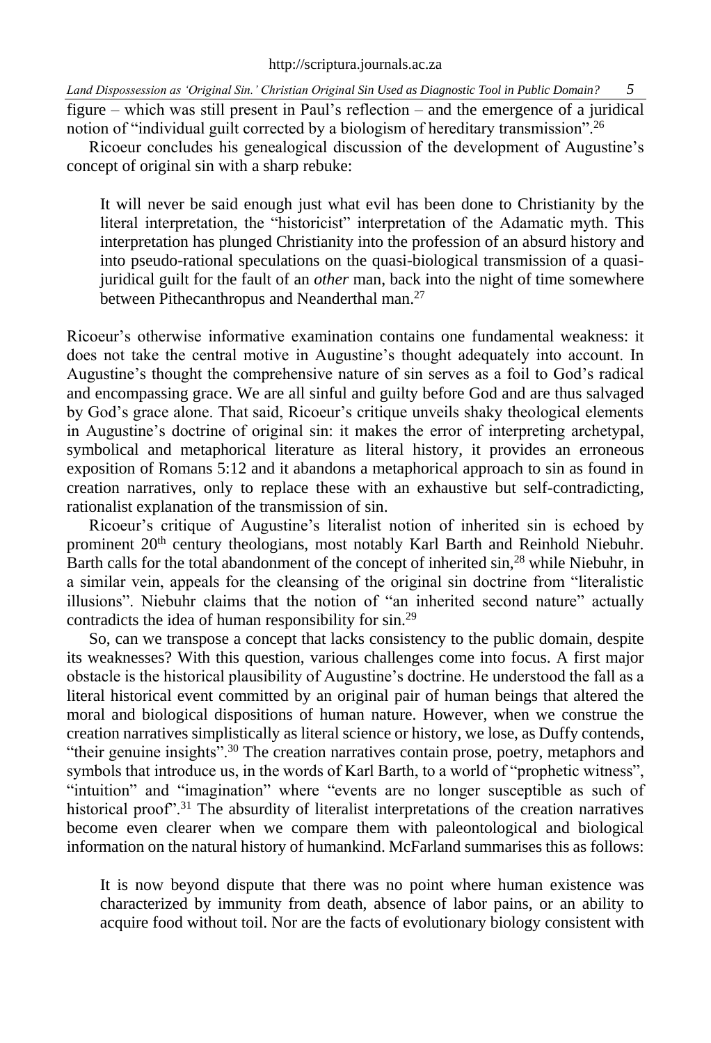figure – which was still present in Paul's reflection – and the emergence of a juridical notion of "individual guilt corrected by a biologism of hereditary transmission".[26]

Ricoeur concludes his genealogical discussion of the development of Augustine's concept of original sin with a sharp rebuke:

> It will never be said enough just what evil has been done to Christianity by the literal interpretation, the "historicist" interpretation of the Adamatic myth. This interpretation has plunged Christianity into the profession of an absurd history and into pseudo-rational speculations on the quasi-biological transmission of a quasi-juridical guilt for the fault of an *other* man, back into the night of time somewhere between Pithecanthropus and Neanderthal man.[27]

Ricoeur's otherwise informative examination contains one fundamental weakness: it does not take the central motive in Augustine's thought adequately into account. In Augustine's thought the comprehensive nature of sin serves as a foil to God's radical and encompassing grace. We are all sinful and guilty before God and are thus salvaged by God's grace alone. That said, Ricoeur's critique unveils shaky theological elements in Augustine's doctrine of original sin: it makes the error of interpreting archetypal, symbolical and metaphorical literature as literal history, it provides an erroneous exposition of Romans 5:12 and it abandons a metaphorical approach to sin as found in creation narratives, only to replace these with an exhaustive but self-contradicting, rationalist explanation of the transmission of sin.

Ricoeur's critique of Augustine's literalist notion of inherited sin is echoed by prominent 20th century theologians, most notably Karl Barth and Reinhold Niebuhr. Barth calls for the total abandonment of the concept of inherited sin,[28] while Niebuhr, in a similar vein, appeals for the cleansing of the original sin doctrine from "literalistic illusions". Niebuhr claims that the notion of "an inherited second nature" actually contradicts the idea of human responsibility for sin.[29]

So, can we transpose a concept that lacks consistency to the public domain, despite its weaknesses? With this question, various challenges come into focus. A first major obstacle is the historical plausibility of Augustine's doctrine. He understood the fall as a literal historical event committed by an original pair of human beings that altered the moral and biological dispositions of human nature. However, when we construe the creation narratives simplistically as literal science or history, we lose, as Duffy contends, "their genuine insights".[30] The creation narratives contain prose, poetry, metaphors and symbols that introduce us, in the words of Karl Barth, to a world of "prophetic witness", "intuition" and "imagination" where "events are no longer susceptible as such of historical proof".[31] The absurdity of literalist interpretations of the creation narratives become even clearer when we compare them with paleontological and biological information on the natural history of humankind. McFarland summarises this as follows:

> It is now beyond dispute that there was no point where human existence was characterized by immunity from death, absence of labor pains, or an ability to acquire food without toil. Nor are the facts of evolutionary biology consistent with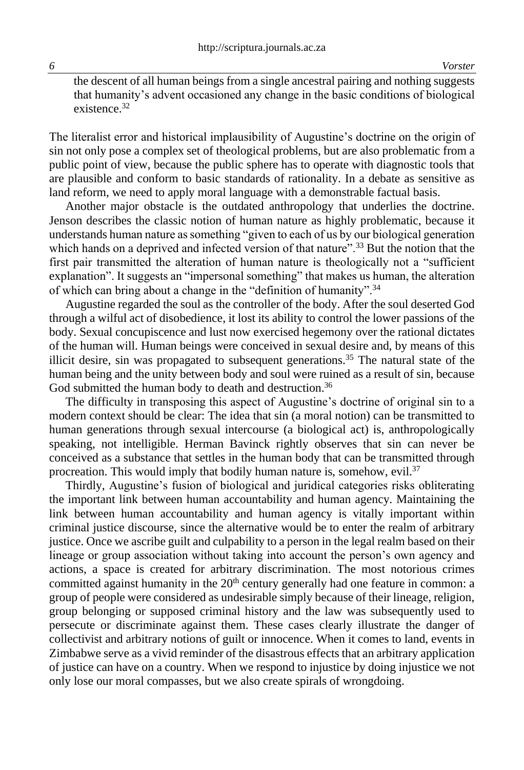> the descent of all human beings from a single ancestral pairing and nothing suggests that humanity's advent occasioned any change in the basic conditions of biological existence.[32]

The literalist error and historical implausibility of Augustine's doctrine on the origin of sin not only pose a complex set of theological problems, but are also problematic from a public point of view, because the public sphere has to operate with diagnostic tools that are plausible and conform to basic standards of rationality. In a debate as sensitive as land reform, we need to apply moral language with a demonstrable factual basis.

Another major obstacle is the outdated anthropology that underlies the doctrine. Jenson describes the classic notion of human nature as highly problematic, because it understands human nature as something "given to each of us by our biological generation which hands on a deprived and infected version of that nature".[33] But the notion that the first pair transmitted the alteration of human nature is theologically not a "sufficient explanation". It suggests an "impersonal something" that makes us human, the alteration of which can bring about a change in the "definition of humanity".[34]

Augustine regarded the soul as the controller of the body. After the soul deserted God through a wilful act of disobedience, it lost its ability to control the lower passions of the body. Sexual concupiscence and lust now exercised hegemony over the rational dictates of the human will. Human beings were conceived in sexual desire and, by means of this illicit desire, sin was propagated to subsequent generations.[35] The natural state of the human being and the unity between body and soul were ruined as a result of sin, because God submitted the human body to death and destruction.[36]

The difficulty in transposing this aspect of Augustine's doctrine of original sin to a modern context should be clear: The idea that sin (a moral notion) can be transmitted to human generations through sexual intercourse (a biological act) is, anthropologically speaking, not intelligible. Herman Bavinck rightly observes that sin can never be conceived as a substance that settles in the human body that can be transmitted through procreation. This would imply that bodily human nature is, somehow, evil.[37]

Thirdly, Augustine's fusion of biological and juridical categories risks obliterating the important link between human accountability and human agency. Maintaining the link between human accountability and human agency is vitally important within criminal justice discourse, since the alternative would be to enter the realm of arbitrary justice. Once we ascribe guilt and culpability to a person in the legal realm based on their lineage or group association without taking into account the person's own agency and actions, a space is created for arbitrary discrimination. The most notorious crimes committed against humanity in the 20th century generally had one feature in common: a group of people were considered as undesirable simply because of their lineage, religion, group belonging or supposed criminal history and the law was subsequently used to persecute or discriminate against them. These cases clearly illustrate the danger of collectivist and arbitrary notions of guilt or innocence. When it comes to land, events in Zimbabwe serve as a vivid reminder of the disastrous effects that an arbitrary application of justice can have on a country. When we respond to injustice by doing injustice we not only lose our moral compasses, but we also create spirals of wrongdoing.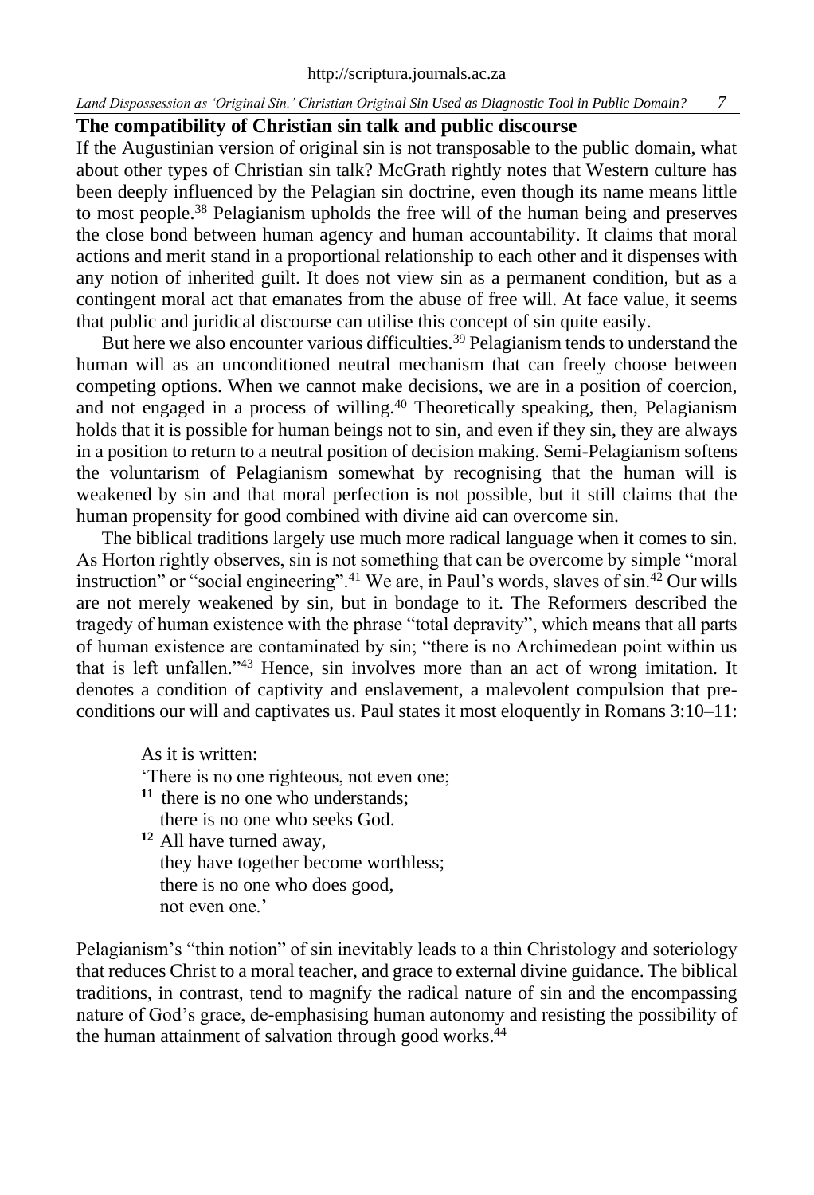## The compatibility of Christian sin talk and public discourse

If the Augustinian version of original sin is not transposable to the public domain, what about other types of Christian sin talk? McGrath rightly notes that Western culture has been deeply influenced by the Pelagian sin doctrine, even though its name means little to most people.[38] Pelagianism upholds the free will of the human being and preserves the close bond between human agency and human accountability. It claims that moral actions and merit stand in a proportional relationship to each other and it dispenses with any notion of inherited guilt. It does not view sin as a permanent condition, but as a contingent moral act that emanates from the abuse of free will. At face value, it seems that public and juridical discourse can utilise this concept of sin quite easily.

But here we also encounter various difficulties.[39] Pelagianism tends to understand the human will as an unconditioned neutral mechanism that can freely choose between competing options. When we cannot make decisions, we are in a position of coercion, and not engaged in a process of willing.[40] Theoretically speaking, then, Pelagianism holds that it is possible for human beings not to sin, and even if they sin, they are always in a position to return to a neutral position of decision making. Semi-Pelagianism softens the voluntarism of Pelagianism somewhat by recognising that the human will is weakened by sin and that moral perfection is not possible, but it still claims that the human propensity for good combined with divine aid can overcome sin.

The biblical traditions largely use much more radical language when it comes to sin. As Horton rightly observes, sin is not something that can be overcome by simple "moral instruction" or "social engineering".[41] We are, in Paul's words, slaves of sin.[42] Our wills are not merely weakened by sin, but in bondage to it. The Reformers described the tragedy of human existence with the phrase "total depravity", which means that all parts of human existence are contaminated by sin; "there is no Archimedean point within us that is left unfallen."[43] Hence, sin involves more than an act of wrong imitation. It denotes a condition of captivity and enslavement, a malevolent compulsion that pre-conditions our will and captivates us. Paul states it most eloquently in Romans 3:10–11:

> As it is written:
> 'There is no one righteous, not even one;
> **11** there is no one who understands;
> there is no one who seeks God.
> **12** All have turned away,
> they have together become worthless;
> there is no one who does good,
> not even one.'

Pelagianism's "thin notion" of sin inevitably leads to a thin Christology and soteriology that reduces Christ to a moral teacher, and grace to external divine guidance. The biblical traditions, in contrast, tend to magnify the radical nature of sin and the encompassing nature of God's grace, de-emphasising human autonomy and resisting the possibility of the human attainment of salvation through good works.[44]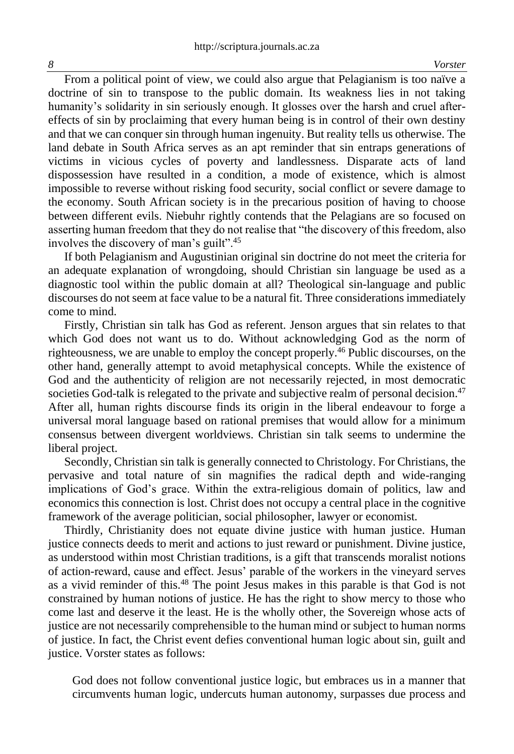From a political point of view, we could also argue that Pelagianism is too naïve a doctrine of sin to transpose to the public domain. Its weakness lies in not taking humanity's solidarity in sin seriously enough. It glosses over the harsh and cruel after-effects of sin by proclaiming that every human being is in control of their own destiny and that we can conquer sin through human ingenuity. But reality tells us otherwise. The land debate in South Africa serves as an apt reminder that sin entraps generations of victims in vicious cycles of poverty and landlessness. Disparate acts of land dispossession have resulted in a condition, a mode of existence, which is almost impossible to reverse without risking food security, social conflict or severe damage to the economy. South African society is in the precarious position of having to choose between different evils. Niebuhr rightly contends that the Pelagians are so focused on asserting human freedom that they do not realise that "the discovery of this freedom, also involves the discovery of man's guilt".[45]

If both Pelagianism and Augustinian original sin doctrine do not meet the criteria for an adequate explanation of wrongdoing, should Christian sin language be used as a diagnostic tool within the public domain at all? Theological sin-language and public discourses do not seem at face value to be a natural fit. Three considerations immediately come to mind.

Firstly, Christian sin talk has God as referent. Jenson argues that sin relates to that which God does not want us to do. Without acknowledging God as the norm of righteousness, we are unable to employ the concept properly.[46] Public discourses, on the other hand, generally attempt to avoid metaphysical concepts. While the existence of God and the authenticity of religion are not necessarily rejected, in most democratic societies God-talk is relegated to the private and subjective realm of personal decision.[47] After all, human rights discourse finds its origin in the liberal endeavour to forge a universal moral language based on rational premises that would allow for a minimum consensus between divergent worldviews. Christian sin talk seems to undermine the liberal project.

Secondly, Christian sin talk is generally connected to Christology. For Christians, the pervasive and total nature of sin magnifies the radical depth and wide-ranging implications of God's grace. Within the extra-religious domain of politics, law and economics this connection is lost. Christ does not occupy a central place in the cognitive framework of the average politician, social philosopher, lawyer or economist.

Thirdly, Christianity does not equate divine justice with human justice. Human justice connects deeds to merit and actions to just reward or punishment. Divine justice, as understood within most Christian traditions, is a gift that transcends moralist notions of action-reward, cause and effect. Jesus' parable of the workers in the vineyard serves as a vivid reminder of this.[48] The point Jesus makes in this parable is that God is not constrained by human notions of justice. He has the right to show mercy to those who come last and deserve it the least. He is the wholly other, the Sovereign whose acts of justice are not necessarily comprehensible to the human mind or subject to human norms of justice. In fact, the Christ event defies conventional human logic about sin, guilt and justice. Vorster states as follows:

> God does not follow conventional justice logic, but embraces us in a manner that circumvents human logic, undercuts human autonomy, surpasses due process and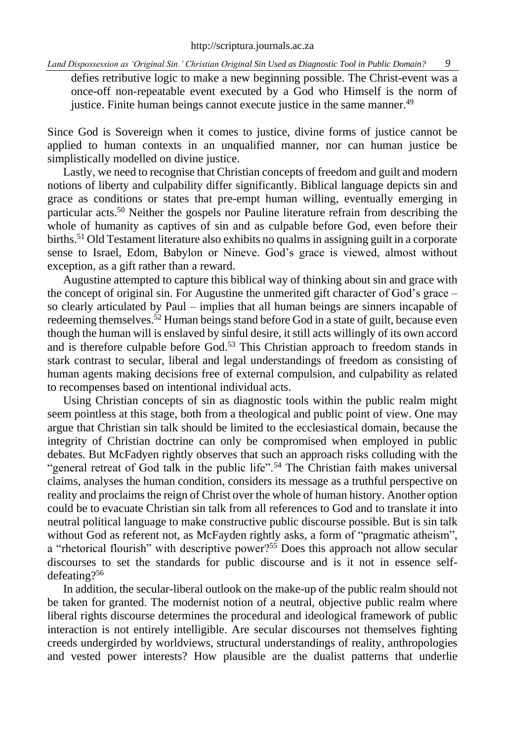defies retributive logic to make a new beginning possible. The Christ-event was a once-off non-repeatable event executed by a God who Himself is the norm of justice. Finite human beings cannot execute justice in the same manner.[49]

Since God is Sovereign when it comes to justice, divine forms of justice cannot be applied to human contexts in an unqualified manner, nor can human justice be simplistically modelled on divine justice.

Lastly, we need to recognise that Christian concepts of freedom and guilt and modern notions of liberty and culpability differ significantly. Biblical language depicts sin and grace as conditions or states that pre-empt human willing, eventually emerging in particular acts.[50] Neither the gospels nor Pauline literature refrain from describing the whole of humanity as captives of sin and as culpable before God, even before their births.[51] Old Testament literature also exhibits no qualms in assigning guilt in a corporate sense to Israel, Edom, Babylon or Nineve. God's grace is viewed, almost without exception, as a gift rather than a reward.

Augustine attempted to capture this biblical way of thinking about sin and grace with the concept of original sin. For Augustine the unmerited gift character of God's grace – so clearly articulated by Paul – implies that all human beings are sinners incapable of redeeming themselves.[52] Human beings stand before God in a state of guilt, because even though the human will is enslaved by sinful desire, it still acts willingly of its own accord and is therefore culpable before God.[53] This Christian approach to freedom stands in stark contrast to secular, liberal and legal understandings of freedom as consisting of human agents making decisions free of external compulsion, and culpability as related to recompenses based on intentional individual acts.

Using Christian concepts of sin as diagnostic tools within the public realm might seem pointless at this stage, both from a theological and public point of view. One may argue that Christian sin talk should be limited to the ecclesiastical domain, because the integrity of Christian doctrine can only be compromised when employed in public debates. But McFadyen rightly observes that such an approach risks colluding with the "general retreat of God talk in the public life".[54] The Christian faith makes universal claims, analyses the human condition, considers its message as a truthful perspective on reality and proclaims the reign of Christ over the whole of human history. Another option could be to evacuate Christian sin talk from all references to God and to translate it into neutral political language to make constructive public discourse possible. But is sin talk without God as referent not, as McFayden rightly asks, a form of "pragmatic atheism", a "rhetorical flourish" with descriptive power?[55] Does this approach not allow secular discourses to set the standards for public discourse and is it not in essence self-defeating?[56]

In addition, the secular-liberal outlook on the make-up of the public realm should not be taken for granted. The modernist notion of a neutral, objective public realm where liberal rights discourse determines the procedural and ideological framework of public interaction is not entirely intelligible. Are secular discourses not themselves fighting creeds undergirded by worldviews, structural understandings of reality, anthropologies and vested power interests? How plausible are the dualist patterns that underlie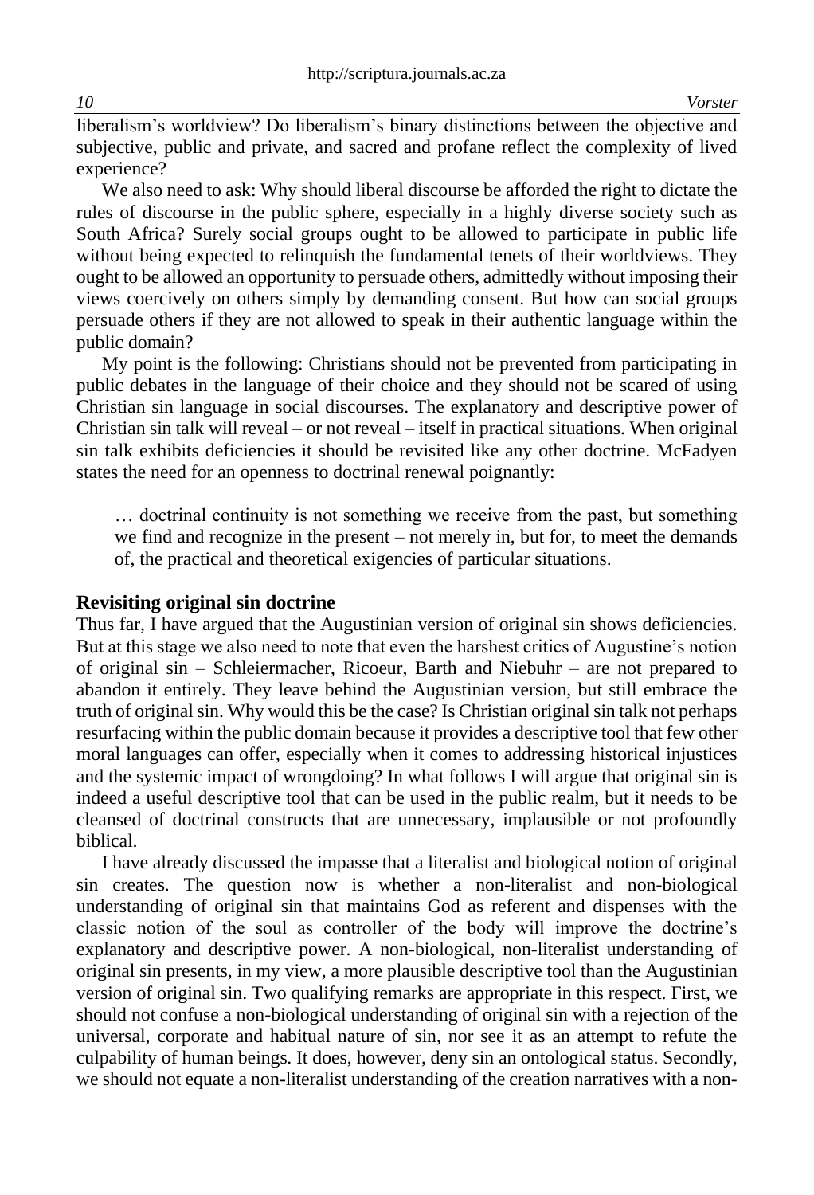liberalism's worldview? Do liberalism's binary distinctions between the objective and subjective, public and private, and sacred and profane reflect the complexity of lived experience?

We also need to ask: Why should liberal discourse be afforded the right to dictate the rules of discourse in the public sphere, especially in a highly diverse society such as South Africa? Surely social groups ought to be allowed to participate in public life without being expected to relinquish the fundamental tenets of their worldviews. They ought to be allowed an opportunity to persuade others, admittedly without imposing their views coercively on others simply by demanding consent. But how can social groups persuade others if they are not allowed to speak in their authentic language within the public domain?

My point is the following: Christians should not be prevented from participating in public debates in the language of their choice and they should not be scared of using Christian sin language in social discourses. The explanatory and descriptive power of Christian sin talk will reveal – or not reveal – itself in practical situations. When original sin talk exhibits deficiencies it should be revisited like any other doctrine. McFadyen states the need for an openness to doctrinal renewal poignantly:

> … doctrinal continuity is not something we receive from the past, but something we find and recognize in the present – not merely in, but for, to meet the demands of, the practical and theoretical exigencies of particular situations.

## Revisiting original sin doctrine

Thus far, I have argued that the Augustinian version of original sin shows deficiencies. But at this stage we also need to note that even the harshest critics of Augustine's notion of original sin – Schleiermacher, Ricoeur, Barth and Niebuhr – are not prepared to abandon it entirely. They leave behind the Augustinian version, but still embrace the truth of original sin. Why would this be the case? Is Christian original sin talk not perhaps resurfacing within the public domain because it provides a descriptive tool that few other moral languages can offer, especially when it comes to addressing historical injustices and the systemic impact of wrongdoing? In what follows I will argue that original sin is indeed a useful descriptive tool that can be used in the public realm, but it needs to be cleansed of doctrinal constructs that are unnecessary, implausible or not profoundly biblical.

I have already discussed the impasse that a literalist and biological notion of original sin creates. The question now is whether a non-literalist and non-biological understanding of original sin that maintains God as referent and dispenses with the classic notion of the soul as controller of the body will improve the doctrine's explanatory and descriptive power. A non-biological, non-literalist understanding of original sin presents, in my view, a more plausible descriptive tool than the Augustinian version of original sin. Two qualifying remarks are appropriate in this respect. First, we should not confuse a non-biological understanding of original sin with a rejection of the universal, corporate and habitual nature of sin, nor see it as an attempt to refute the culpability of human beings. It does, however, deny sin an ontological status. Secondly, we should not equate a non-literalist understanding of the creation narratives with a non-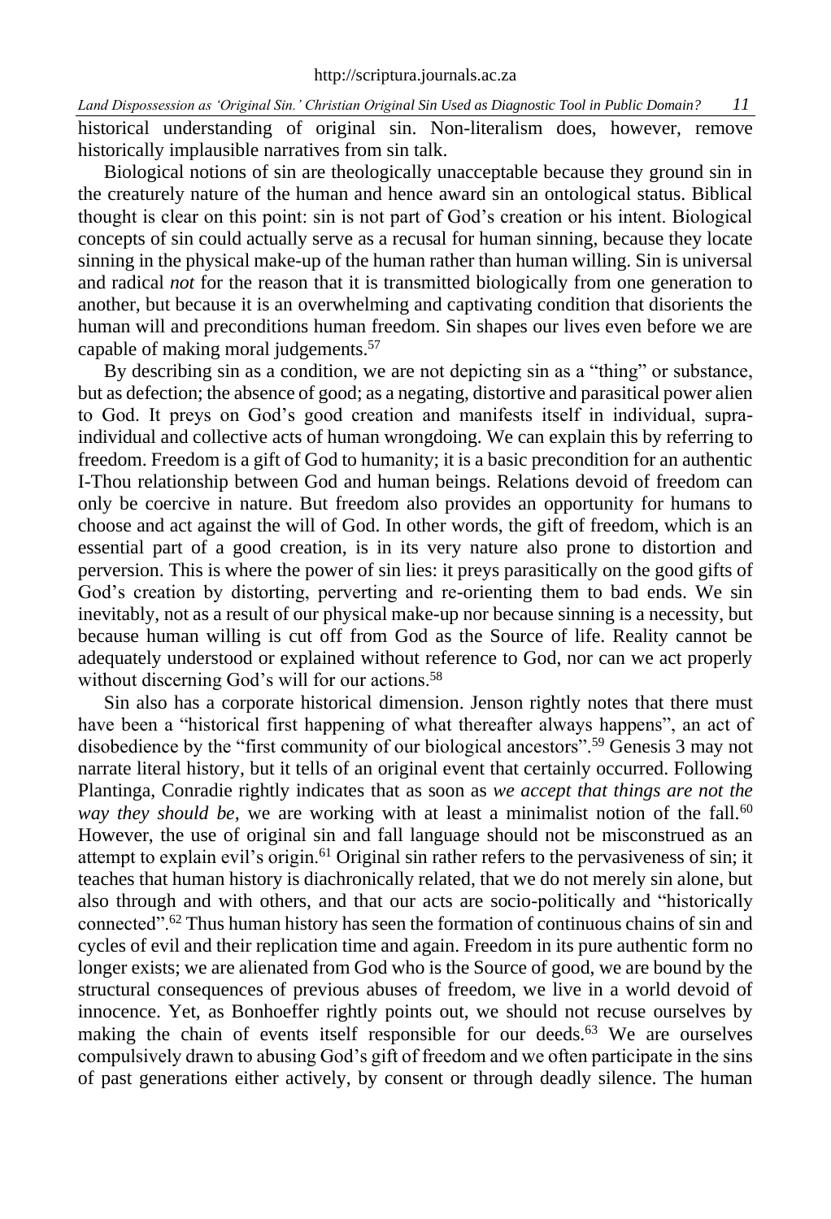historical understanding of original sin. Non-literalism does, however, remove historically implausible narratives from sin talk.

Biological notions of sin are theologically unacceptable because they ground sin in the creaturely nature of the human and hence award sin an ontological status. Biblical thought is clear on this point: sin is not part of God's creation or his intent. Biological concepts of sin could actually serve as a recusal for human sinning, because they locate sinning in the physical make-up of the human rather than human willing. Sin is universal and radical *not* for the reason that it is transmitted biologically from one generation to another, but because it is an overwhelming and captivating condition that disorients the human will and preconditions human freedom. Sin shapes our lives even before we are capable of making moral judgements.[57]

By describing sin as a condition, we are not depicting sin as a "thing" or substance, but as defection; the absence of good; as a negating, distortive and parasitical power alien to God. It preys on God's good creation and manifests itself in individual, supra-individual and collective acts of human wrongdoing. We can explain this by referring to freedom. Freedom is a gift of God to humanity; it is a basic precondition for an authentic I-Thou relationship between God and human beings. Relations devoid of freedom can only be coercive in nature. But freedom also provides an opportunity for humans to choose and act against the will of God. In other words, the gift of freedom, which is an essential part of a good creation, is in its very nature also prone to distortion and perversion. This is where the power of sin lies: it preys parasitically on the good gifts of God's creation by distorting, perverting and re-orienting them to bad ends. We sin inevitably, not as a result of our physical make-up nor because sinning is a necessity, but because human willing is cut off from God as the Source of life. Reality cannot be adequately understood or explained without reference to God, nor can we act properly without discerning God's will for our actions.[58]

Sin also has a corporate historical dimension. Jenson rightly notes that there must have been a "historical first happening of what thereafter always happens", an act of disobedience by the "first community of our biological ancestors".[59] Genesis 3 may not narrate literal history, but it tells of an original event that certainly occurred. Following Plantinga, Conradie rightly indicates that as soon as *we accept that things are not the way they should be*, we are working with at least a minimalist notion of the fall.[60] However, the use of original sin and fall language should not be misconstrued as an attempt to explain evil's origin.[61] Original sin rather refers to the pervasiveness of sin; it teaches that human history is diachronically related, that we do not merely sin alone, but also through and with others, and that our acts are socio-politically and "historically connected".[62] Thus human history has seen the formation of continuous chains of sin and cycles of evil and their replication time and again. Freedom in its pure authentic form no longer exists; we are alienated from God who is the Source of good, we are bound by the structural consequences of previous abuses of freedom, we live in a world devoid of innocence. Yet, as Bonhoeffer rightly points out, we should not recuse ourselves by making the chain of events itself responsible for our deeds.[63] We are ourselves compulsively drawn to abusing God's gift of freedom and we often participate in the sins of past generations either actively, by consent or through deadly silence. The human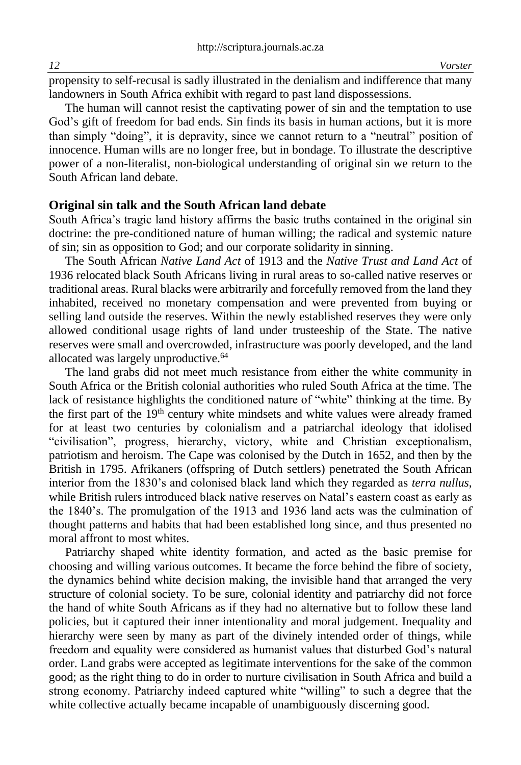propensity to self-recusal is sadly illustrated in the denialism and indifference that many landowners in South Africa exhibit with regard to past land dispossessions.

The human will cannot resist the captivating power of sin and the temptation to use God's gift of freedom for bad ends. Sin finds its basis in human actions, but it is more than simply "doing", it is depravity, since we cannot return to a "neutral" position of innocence. Human wills are no longer free, but in bondage. To illustrate the descriptive power of a non-literalist, non-biological understanding of original sin we return to the South African land debate.

## Original sin talk and the South African land debate

South Africa's tragic land history affirms the basic truths contained in the original sin doctrine: the pre-conditioned nature of human willing; the radical and systemic nature of sin; sin as opposition to God; and our corporate solidarity in sinning.

The South African *Native Land Act* of 1913 and the *Native Trust and Land Act* of 1936 relocated black South Africans living in rural areas to so-called native reserves or traditional areas. Rural blacks were arbitrarily and forcefully removed from the land they inhabited, received no monetary compensation and were prevented from buying or selling land outside the reserves. Within the newly established reserves they were only allowed conditional usage rights of land under trusteeship of the State. The native reserves were small and overcrowded, infrastructure was poorly developed, and the land allocated was largely unproductive.[64]

The land grabs did not meet much resistance from either the white community in South Africa or the British colonial authorities who ruled South Africa at the time. The lack of resistance highlights the conditioned nature of "white" thinking at the time. By the first part of the 19th century white mindsets and white values were already framed for at least two centuries by colonialism and a patriarchal ideology that idolised "civilisation", progress, hierarchy, victory, white and Christian exceptionalism, patriotism and heroism. The Cape was colonised by the Dutch in 1652, and then by the British in 1795. Afrikaners (offspring of Dutch settlers) penetrated the South African interior from the 1830's and colonised black land which they regarded as *terra nullus*, while British rulers introduced black native reserves on Natal's eastern coast as early as the 1840's. The promulgation of the 1913 and 1936 land acts was the culmination of thought patterns and habits that had been established long since, and thus presented no moral affront to most whites.

Patriarchy shaped white identity formation, and acted as the basic premise for choosing and willing various outcomes. It became the force behind the fibre of society, the dynamics behind white decision making, the invisible hand that arranged the very structure of colonial society. To be sure, colonial identity and patriarchy did not force the hand of white South Africans as if they had no alternative but to follow these land policies, but it captured their inner intentionality and moral judgement. Inequality and hierarchy were seen by many as part of the divinely intended order of things, while freedom and equality were considered as humanist values that disturbed God's natural order. Land grabs were accepted as legitimate interventions for the sake of the common good; as the right thing to do in order to nurture civilisation in South Africa and build a strong economy. Patriarchy indeed captured white "willing" to such a degree that the white collective actually became incapable of unambiguously discerning good.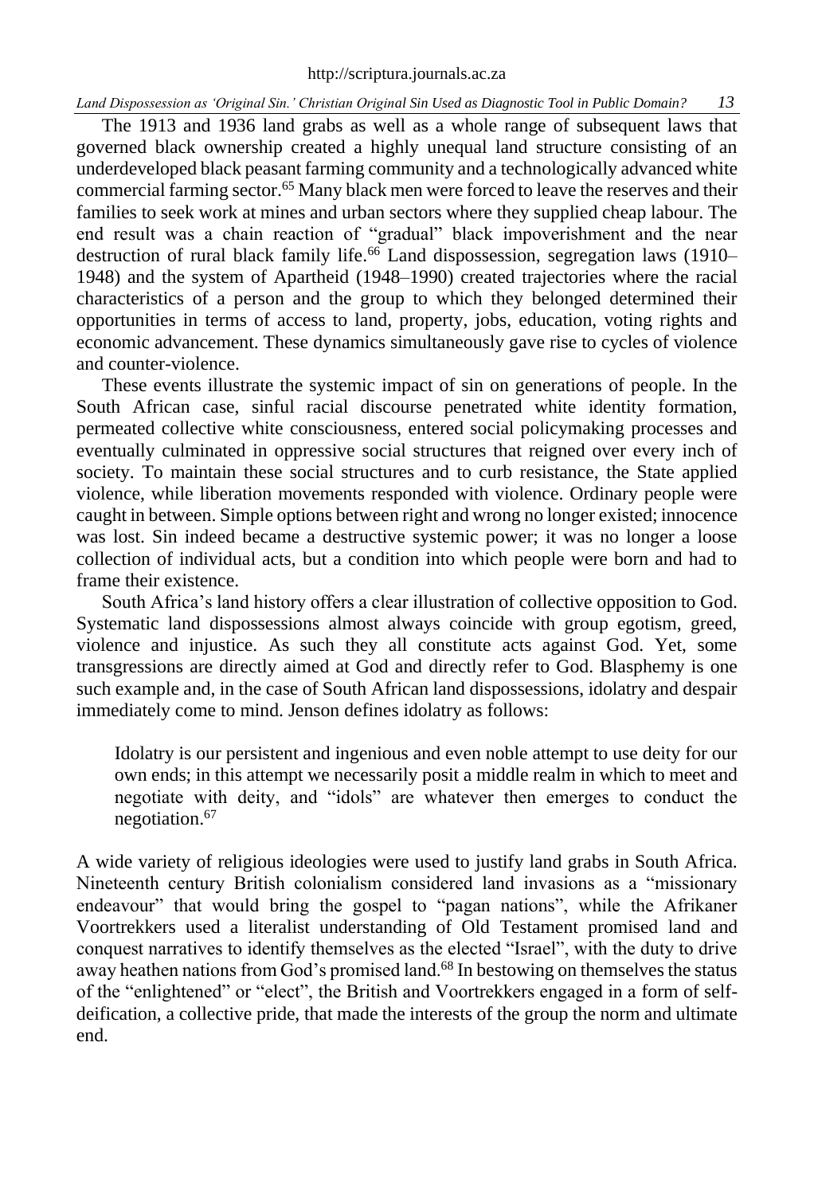The 1913 and 1936 land grabs as well as a whole range of subsequent laws that governed black ownership created a highly unequal land structure consisting of an underdeveloped black peasant farming community and a technologically advanced white commercial farming sector.[65] Many black men were forced to leave the reserves and their families to seek work at mines and urban sectors where they supplied cheap labour. The end result was a chain reaction of "gradual" black impoverishment and the near destruction of rural black family life.[66] Land dispossession, segregation laws (1910–1948) and the system of Apartheid (1948–1990) created trajectories where the racial characteristics of a person and the group to which they belonged determined their opportunities in terms of access to land, property, jobs, education, voting rights and economic advancement. These dynamics simultaneously gave rise to cycles of violence and counter-violence.

These events illustrate the systemic impact of sin on generations of people. In the South African case, sinful racial discourse penetrated white identity formation, permeated collective white consciousness, entered social policymaking processes and eventually culminated in oppressive social structures that reigned over every inch of society. To maintain these social structures and to curb resistance, the State applied violence, while liberation movements responded with violence. Ordinary people were caught in between. Simple options between right and wrong no longer existed; innocence was lost. Sin indeed became a destructive systemic power; it was no longer a loose collection of individual acts, but a condition into which people were born and had to frame their existence.

South Africa's land history offers a clear illustration of collective opposition to God. Systematic land dispossessions almost always coincide with group egotism, greed, violence and injustice. As such they all constitute acts against God. Yet, some transgressions are directly aimed at God and directly refer to God. Blasphemy is one such example and, in the case of South African land dispossessions, idolatry and despair immediately come to mind. Jenson defines idolatry as follows:

> Idolatry is our persistent and ingenious and even noble attempt to use deity for our own ends; in this attempt we necessarily posit a middle realm in which to meet and negotiate with deity, and "idols" are whatever then emerges to conduct the negotiation.[67]

A wide variety of religious ideologies were used to justify land grabs in South Africa. Nineteenth century British colonialism considered land invasions as a "missionary endeavour" that would bring the gospel to "pagan nations", while the Afrikaner Voortrekkers used a literalist understanding of Old Testament promised land and conquest narratives to identify themselves as the elected "Israel", with the duty to drive away heathen nations from God's promised land.[68] In bestowing on themselves the status of the "enlightened" or "elect", the British and Voortrekkers engaged in a form of self-deification, a collective pride, that made the interests of the group the norm and ultimate end.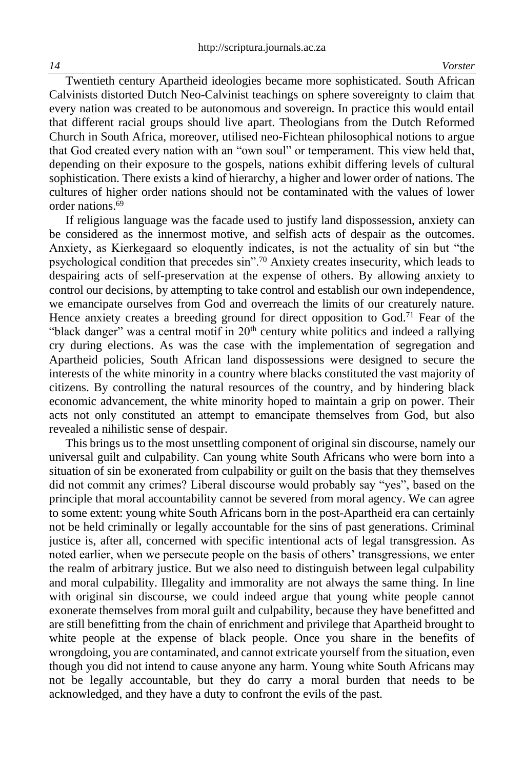Twentieth century Apartheid ideologies became more sophisticated. South African Calvinists distorted Dutch Neo-Calvinist teachings on sphere sovereignty to claim that every nation was created to be autonomous and sovereign. In practice this would entail that different racial groups should live apart. Theologians from the Dutch Reformed Church in South Africa, moreover, utilised neo-Fichtean philosophical notions to argue that God created every nation with an "own soul" or temperament. This view held that, depending on their exposure to the gospels, nations exhibit differing levels of cultural sophistication. There exists a kind of hierarchy, a higher and lower order of nations. The cultures of higher order nations should not be contaminated with the values of lower order nations.[69]

If religious language was the facade used to justify land dispossession, anxiety can be considered as the innermost motive, and selfish acts of despair as the outcomes. Anxiety, as Kierkegaard so eloquently indicates, is not the actuality of sin but "the psychological condition that precedes sin".[70] Anxiety creates insecurity, which leads to despairing acts of self-preservation at the expense of others. By allowing anxiety to control our decisions, by attempting to take control and establish our own independence, we emancipate ourselves from God and overreach the limits of our creaturely nature. Hence anxiety creates a breeding ground for direct opposition to God.[71] Fear of the "black danger" was a central motif in 20th century white politics and indeed a rallying cry during elections. As was the case with the implementation of segregation and Apartheid policies, South African land dispossessions were designed to secure the interests of the white minority in a country where blacks constituted the vast majority of citizens. By controlling the natural resources of the country, and by hindering black economic advancement, the white minority hoped to maintain a grip on power. Their acts not only constituted an attempt to emancipate themselves from God, but also revealed a nihilistic sense of despair.

This brings us to the most unsettling component of original sin discourse, namely our universal guilt and culpability. Can young white South Africans who were born into a situation of sin be exonerated from culpability or guilt on the basis that they themselves did not commit any crimes? Liberal discourse would probably say "yes", based on the principle that moral accountability cannot be severed from moral agency. We can agree to some extent: young white South Africans born in the post-Apartheid era can certainly not be held criminally or legally accountable for the sins of past generations. Criminal justice is, after all, concerned with specific intentional acts of legal transgression. As noted earlier, when we persecute people on the basis of others' transgressions, we enter the realm of arbitrary justice. But we also need to distinguish between legal culpability and moral culpability. Illegality and immorality are not always the same thing. In line with original sin discourse, we could indeed argue that young white people cannot exonerate themselves from moral guilt and culpability, because they have benefitted and are still benefitting from the chain of enrichment and privilege that Apartheid brought to white people at the expense of black people. Once you share in the benefits of wrongdoing, you are contaminated, and cannot extricate yourself from the situation, even though you did not intend to cause anyone any harm. Young white South Africans may not be legally accountable, but they do carry a moral burden that needs to be acknowledged, and they have a duty to confront the evils of the past.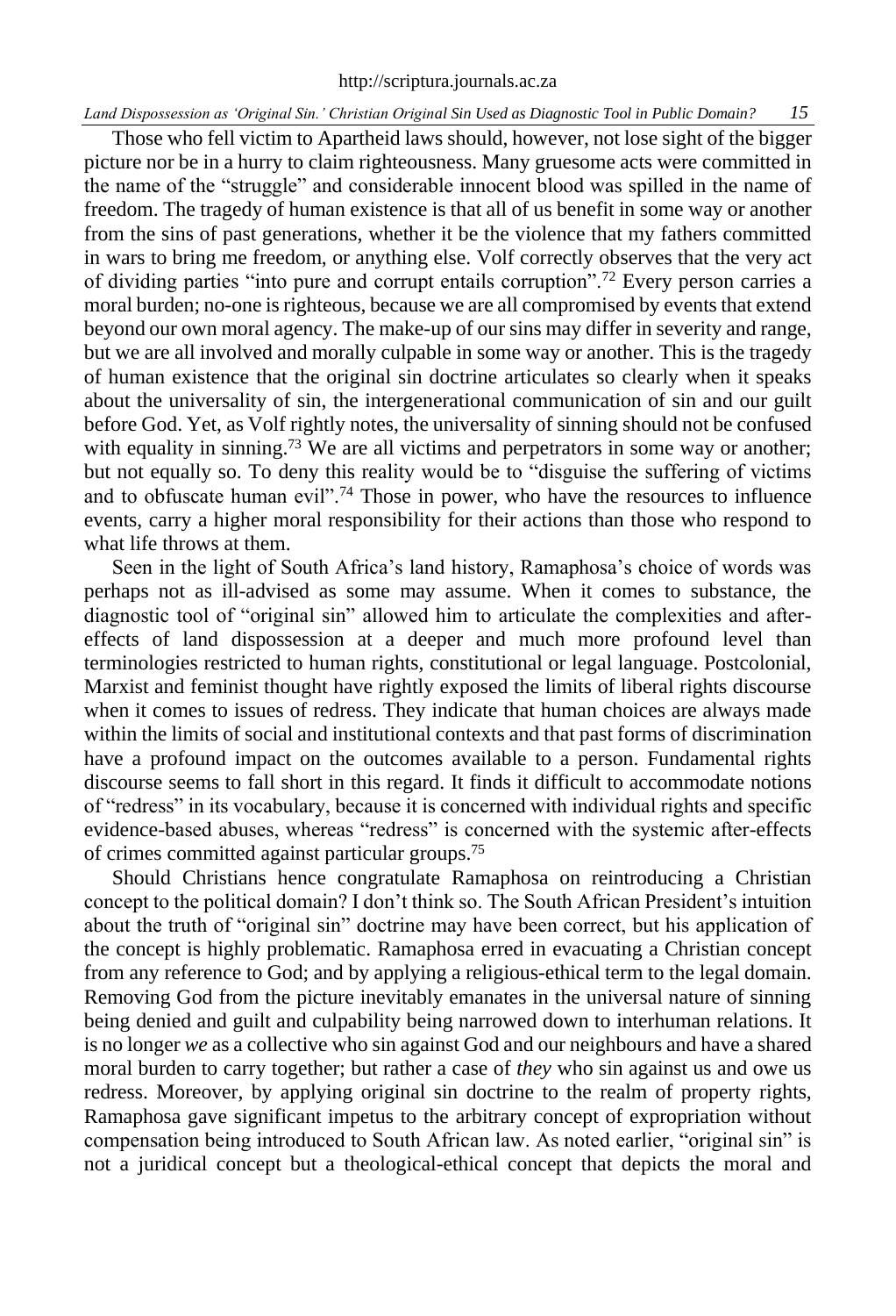Those who fell victim to Apartheid laws should, however, not lose sight of the bigger picture nor be in a hurry to claim righteousness. Many gruesome acts were committed in the name of the "struggle" and considerable innocent blood was spilled in the name of freedom. The tragedy of human existence is that all of us benefit in some way or another from the sins of past generations, whether it be the violence that my fathers committed in wars to bring me freedom, or anything else. Volf correctly observes that the very act of dividing parties "into pure and corrupt entails corruption".[72] Every person carries a moral burden; no-one is righteous, because we are all compromised by events that extend beyond our own moral agency. The make-up of our sins may differ in severity and range, but we are all involved and morally culpable in some way or another. This is the tragedy of human existence that the original sin doctrine articulates so clearly when it speaks about the universality of sin, the intergenerational communication of sin and our guilt before God. Yet, as Volf rightly notes, the universality of sinning should not be confused with equality in sinning.[73] We are all victims and perpetrators in some way or another; but not equally so. To deny this reality would be to "disguise the suffering of victims and to obfuscate human evil".[74] Those in power, who have the resources to influence events, carry a higher moral responsibility for their actions than those who respond to what life throws at them.

Seen in the light of South Africa's land history, Ramaphosa's choice of words was perhaps not as ill-advised as some may assume. When it comes to substance, the diagnostic tool of "original sin" allowed him to articulate the complexities and after-effects of land dispossession at a deeper and much more profound level than terminologies restricted to human rights, constitutional or legal language. Postcolonial, Marxist and feminist thought have rightly exposed the limits of liberal rights discourse when it comes to issues of redress. They indicate that human choices are always made within the limits of social and institutional contexts and that past forms of discrimination have a profound impact on the outcomes available to a person. Fundamental rights discourse seems to fall short in this regard. It finds it difficult to accommodate notions of "redress" in its vocabulary, because it is concerned with individual rights and specific evidence-based abuses, whereas "redress" is concerned with the systemic after-effects of crimes committed against particular groups.[75]

Should Christians hence congratulate Ramaphosa on reintroducing a Christian concept to the political domain? I don't think so. The South African President's intuition about the truth of "original sin" doctrine may have been correct, but his application of the concept is highly problematic. Ramaphosa erred in evacuating a Christian concept from any reference to God; and by applying a religious-ethical term to the legal domain. Removing God from the picture inevitably emanates in the universal nature of sinning being denied and guilt and culpability being narrowed down to interhuman relations. It is no longer *we* as a collective who sin against God and our neighbours and have a shared moral burden to carry together; but rather a case of *they* who sin against us and owe us redress. Moreover, by applying original sin doctrine to the realm of property rights, Ramaphosa gave significant impetus to the arbitrary concept of expropriation without compensation being introduced to South African law. As noted earlier, "original sin" is not a juridical concept but a theological-ethical concept that depicts the moral and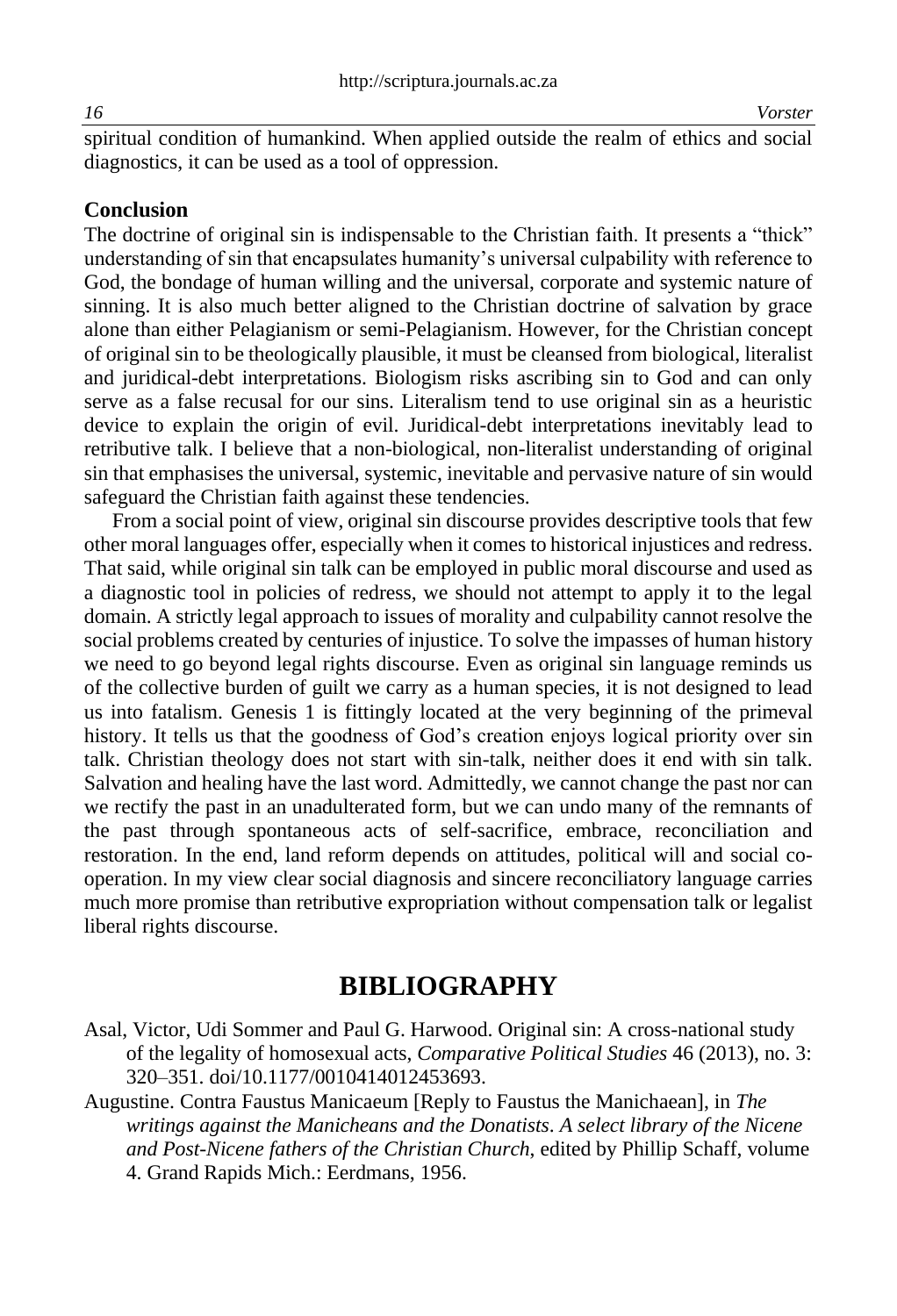spiritual condition of humankind. When applied outside the realm of ethics and social diagnostics, it can be used as a tool of oppression.

## Conclusion

The doctrine of original sin is indispensable to the Christian faith. It presents a "thick" understanding of sin that encapsulates humanity's universal culpability with reference to God, the bondage of human willing and the universal, corporate and systemic nature of sinning. It is also much better aligned to the Christian doctrine of salvation by grace alone than either Pelagianism or semi-Pelagianism. However, for the Christian concept of original sin to be theologically plausible, it must be cleansed from biological, literalist and juridical-debt interpretations. Biologism risks ascribing sin to God and can only serve as a false recusal for our sins. Literalism tend to use original sin as a heuristic device to explain the origin of evil. Juridical-debt interpretations inevitably lead to retributive talk. I believe that a non-biological, non-literalist understanding of original sin that emphasises the universal, systemic, inevitable and pervasive nature of sin would safeguard the Christian faith against these tendencies.

From a social point of view, original sin discourse provides descriptive tools that few other moral languages offer, especially when it comes to historical injustices and redress. That said, while original sin talk can be employed in public moral discourse and used as a diagnostic tool in policies of redress, we should not attempt to apply it to the legal domain. A strictly legal approach to issues of morality and culpability cannot resolve the social problems created by centuries of injustice. To solve the impasses of human history we need to go beyond legal rights discourse. Even as original sin language reminds us of the collective burden of guilt we carry as a human species, it is not designed to lead us into fatalism. Genesis 1 is fittingly located at the very beginning of the primeval history. It tells us that the goodness of God's creation enjoys logical priority over sin talk. Christian theology does not start with sin-talk, neither does it end with sin talk. Salvation and healing have the last word. Admittedly, we cannot change the past nor can we rectify the past in an unadulterated form, but we can undo many of the remnants of the past through spontaneous acts of self-sacrifice, embrace, reconciliation and restoration. In the end, land reform depends on attitudes, political will and social co-operation. In my view clear social diagnosis and sincere reconciliatory language carries much more promise than retributive expropriation without compensation talk or legalist liberal rights discourse.

# BIBLIOGRAPHY

Asal, Victor, Udi Sommer and Paul G. Harwood. Original sin: A cross-national study of the legality of homosexual acts, *Comparative Political Studies* 46 (2013), no. 3: 320–351. doi/10.1177/0010414012453693.

Augustine. Contra Faustus Manicaeum [Reply to Faustus the Manichaean], in *The writings against the Manicheans and the Donatists*. *A select library of the Nicene and Post-Nicene fathers of the Christian Church*, edited by Phillip Schaff, volume 4. Grand Rapids Mich.: Eerdmans, 1956.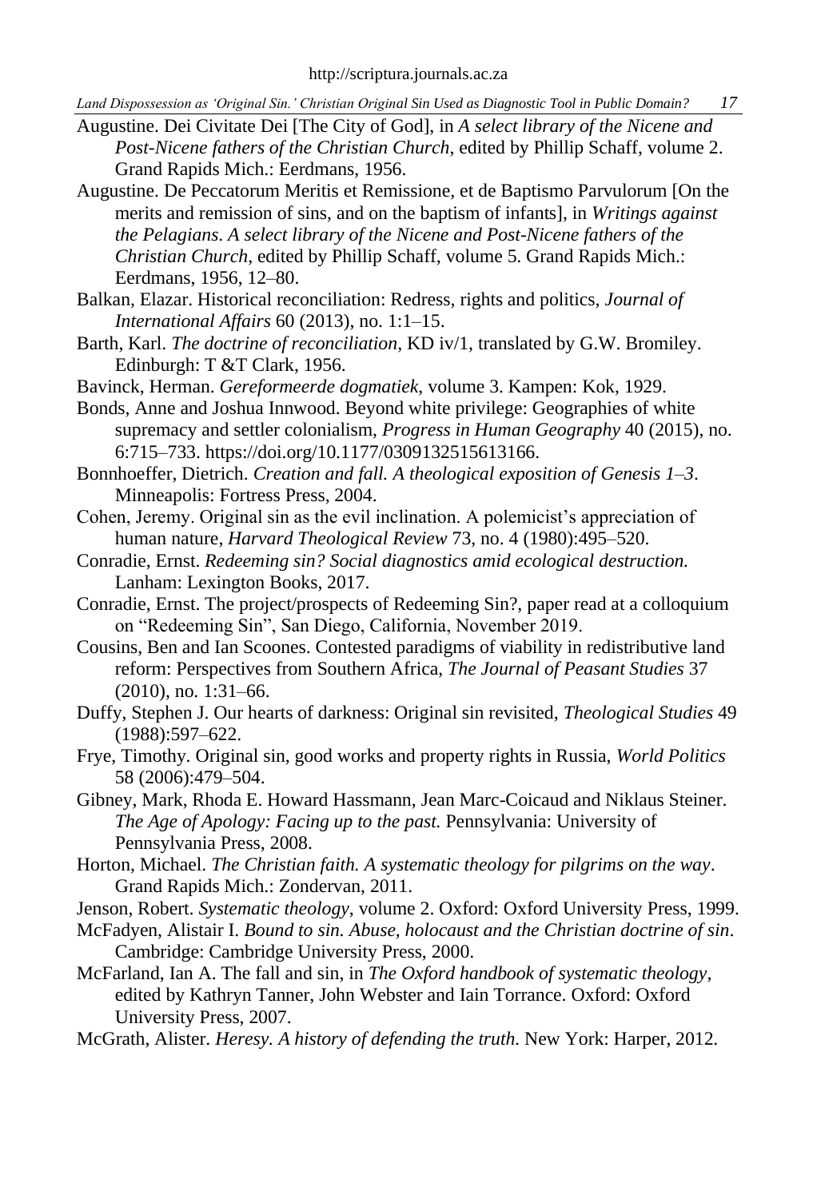Augustine. Dei Civitate Dei [The City of God], in *A select library of the Nicene and Post-Nicene fathers of the Christian Church*, edited by Phillip Schaff, volume 2. Grand Rapids Mich.: Eerdmans, 1956.

Augustine. De Peccatorum Meritis et Remissione, et de Baptismo Parvulorum [On the merits and remission of sins, and on the baptism of infants], in *Writings against the Pelagians*. *A select library of the Nicene and Post-Nicene fathers of the Christian Church*, edited by Phillip Schaff, volume 5. Grand Rapids Mich.: Eerdmans, 1956, 12–80.

Balkan, Elazar. Historical reconciliation: Redress, rights and politics, *Journal of International Affairs* 60 (2013), no. 1:1–15.

Barth, Karl. *The doctrine of reconciliation*, KD iv/1, translated by G.W. Bromiley. Edinburgh: T &T Clark, 1956.

Bavinck, Herman. *Gereformeerde dogmatiek*, volume 3. Kampen: Kok, 1929.

Bonds, Anne and Joshua Innwood. Beyond white privilege: Geographies of white supremacy and settler colonialism, *Progress in Human Geography* 40 (2015), no. 6:715–733. https://doi.org/10.1177/0309132515613166.

Bonnhoeffer, Dietrich. *Creation and fall. A theological exposition of Genesis 1–3*. Minneapolis: Fortress Press, 2004.

Cohen, Jeremy. Original sin as the evil inclination. A polemicist's appreciation of human nature, *Harvard Theological Review* 73, no. 4 (1980):495–520.

Conradie, Ernst. *Redeeming sin? Social diagnostics amid ecological destruction.* Lanham: Lexington Books, 2017.

Conradie, Ernst. The project/prospects of Redeeming Sin?, paper read at a colloquium on "Redeeming Sin", San Diego, California, November 2019.

Cousins, Ben and Ian Scoones. Contested paradigms of viability in redistributive land reform: Perspectives from Southern Africa, *The Journal of Peasant Studies* 37 (2010), no. 1:31–66.

Duffy, Stephen J. Our hearts of darkness: Original sin revisited, *Theological Studies* 49 (1988):597–622.

Frye, Timothy. Original sin, good works and property rights in Russia, *World Politics* 58 (2006):479–504.

Gibney, Mark, Rhoda E. Howard Hassmann, Jean Marc-Coicaud and Niklaus Steiner. *The Age of Apology: Facing up to the past.* Pennsylvania: University of Pennsylvania Press, 2008.

Horton, Michael. *The Christian faith. A systematic theology for pilgrims on the way*. Grand Rapids Mich.: Zondervan, 2011.

Jenson, Robert. *Systematic theology*, volume 2. Oxford: Oxford University Press, 1999.

McFadyen, Alistair I. *Bound to sin. Abuse, holocaust and the Christian doctrine of sin*. Cambridge: Cambridge University Press, 2000.

McFarland, Ian A. The fall and sin, in *The Oxford handbook of systematic theology*, edited by Kathryn Tanner, John Webster and Iain Torrance. Oxford: Oxford University Press, 2007.

McGrath, Alister. *Heresy. A history of defending the truth.* New York: Harper, 2012.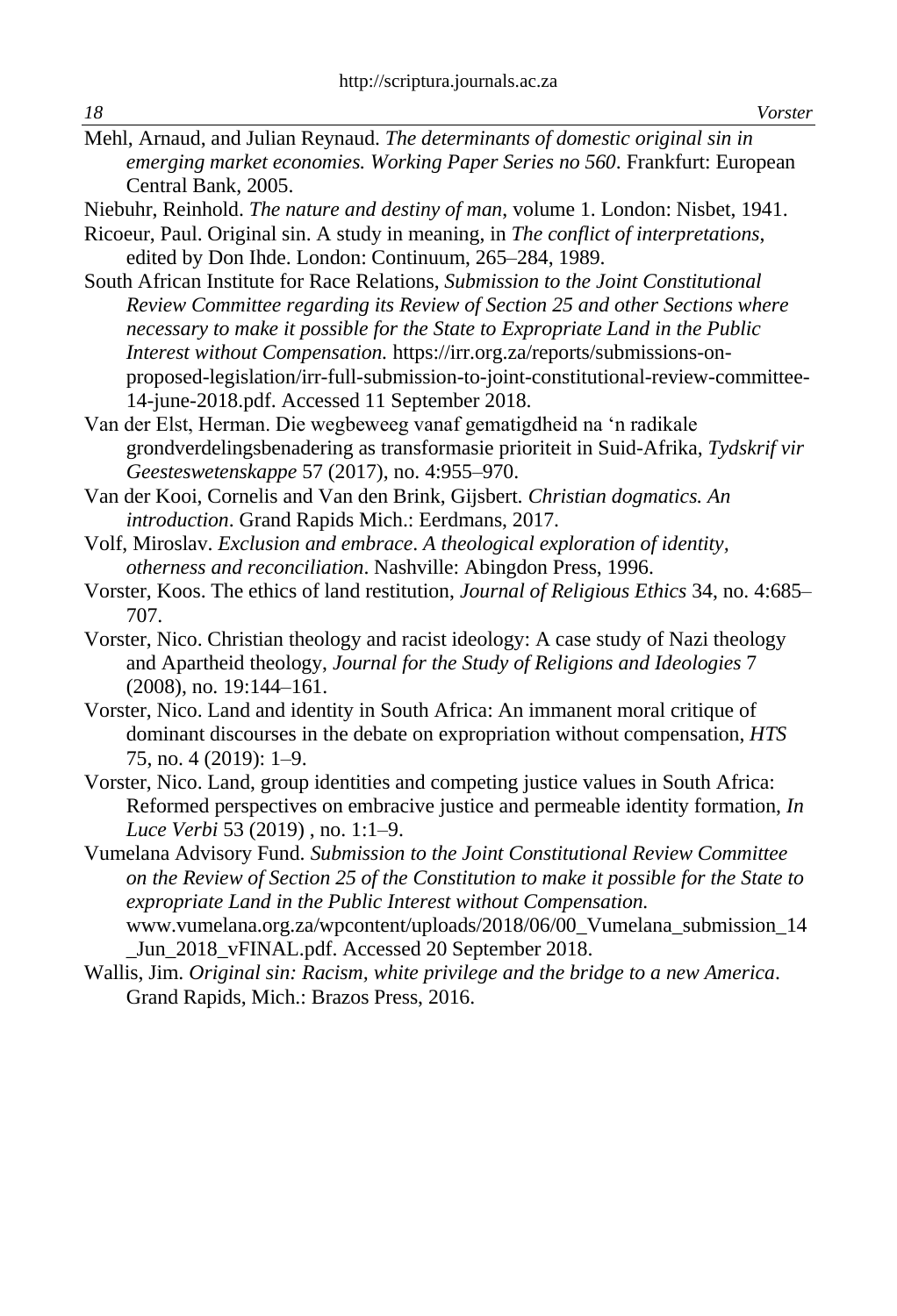Mehl, Arnaud, and Julian Reynaud. *The determinants of domestic original sin in emerging market economies. Working Paper Series no 560*. Frankfurt: European Central Bank, 2005.

Niebuhr, Reinhold. *The nature and destiny of man*, volume 1. London: Nisbet, 1941.

Ricoeur, Paul. Original sin. A study in meaning, in *The conflict of interpretations*, edited by Don Ihde. London: Continuum, 265–284, 1989.

South African Institute for Race Relations, *Submission to the Joint Constitutional Review Committee regarding its Review of Section 25 and other Sections where necessary to make it possible for the State to Expropriate Land in the Public Interest without Compensation.* https://irr.org.za/reports/submissions-on-proposed-legislation/irr-full-submission-to-joint-constitutional-review-committee-14-june-2018.pdf. Accessed 11 September 2018.

Van der Elst, Herman. Die wegbeweeg vanaf gematigdheid na 'n radikale grondverdelingsbenadering as transformasie prioriteit in Suid-Afrika, *Tydskrif vir Geesteswetenskappe* 57 (2017), no. 4:955–970.

Van der Kooi, Cornelis and Van den Brink, Gijsbert. *Christian dogmatics. An introduction*. Grand Rapids Mich.: Eerdmans, 2017.

Volf, Miroslav. *Exclusion and embrace*. *A theological exploration of identity, otherness and reconciliation*. Nashville: Abingdon Press, 1996.

Vorster, Koos. The ethics of land restitution, *Journal of Religious Ethics* 34, no. 4:685–707.

Vorster, Nico. Christian theology and racist ideology: A case study of Nazi theology and Apartheid theology, *Journal for the Study of Religions and Ideologies* 7 (2008), no. 19:144–161.

Vorster, Nico. Land and identity in South Africa: An immanent moral critique of dominant discourses in the debate on expropriation without compensation, *HTS* 75, no. 4 (2019): 1–9.

Vorster, Nico. Land, group identities and competing justice values in South Africa: Reformed perspectives on embracive justice and permeable identity formation, *In Luce Verbi* 53 (2019) , no. 1:1–9.

Vumelana Advisory Fund. *Submission to the Joint Constitutional Review Committee on the Review of Section 25 of the Constitution to make it possible for the State to expropriate Land in the Public Interest without Compensation.* www.vumelana.org.za/wpcontent/uploads/2018/06/00_Vumelana_submission_14_Jun_2018_vFINAL.pdf. Accessed 20 September 2018.

Wallis, Jim. *Original sin: Racism, white privilege and the bridge to a new America*. Grand Rapids, Mich.: Brazos Press, 2016.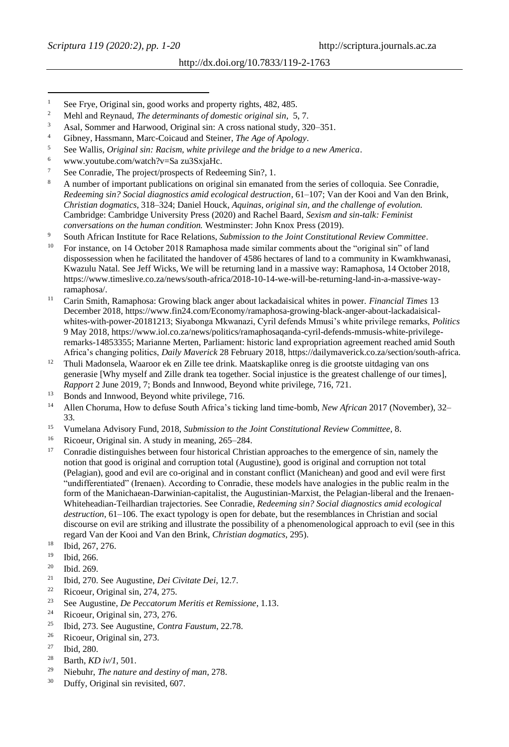[1] See Frye, Original sin, good works and property rights, 482, 485.

[2] Mehl and Reynaud, *The determinants of domestic original sin*, 5, 7.

[3] Asal, Sommer and Harwood, Original sin: A cross national study, 320–351.

[4] Gibney, Hassmann, Marc-Coicaud and Steiner, *The Age of Apology*.

[5] See Wallis, *Original sin: Racism, white privilege and the bridge to a new America*.

[6] www.youtube.com/watch?v=Sa zu3SxjaHc.

[7] See Conradie, The project/prospects of Redeeming Sin?, 1.

[8] A number of important publications on original sin emanated from the series of colloquia. See Conradie, *Redeeming sin? Social diagnostics amid ecological destruction*, 61–107; Van der Kooi and Van den Brink, *Christian dogmatics*, 318–324; Daniel Houck, *Aquinas, original sin, and the challenge of evolution.* Cambridge: Cambridge University Press (2020) and Rachel Baard, *Sexism and sin-talk: Feminist conversations on the human condition.* Westminster: John Knox Press (2019).

[9] South African Institute for Race Relations, *Submission to the Joint Constitutional Review Committee*.

[10] For instance, on 14 October 2018 Ramaphosa made similar comments about the "original sin" of land dispossession when he facilitated the handover of 4586 hectares of land to a community in Kwamkhwanasi, Kwazulu Natal. See Jeff Wicks, We will be returning land in a massive way: Ramaphosa, 14 October 2018, https://www.timeslive.co.za/news/south-africa/2018-10-14-we-will-be-returning-land-in-a-massive-way-ramaphosa/.

[11] Carin Smith, Ramaphosa: Growing black anger about lackadaisical whites in power. *Financial Times* 13 December 2018, https://www.fin24.com/Economy/ramaphosa-growing-black-anger-about-lackadaisical-whites-with-power-20181213; Siyabonga Mkwanazi, Cyril defends Mmusi's white privilege remarks, *Politics* 9 May 2018, https://www.iol.co.za/news/politics/ramaphosaqanda-cyril-defends-mmusis-white-privilege-remarks-14853355; Marianne Merten, Parliament: historic land expropriation agreement reached amid South Africa's changing politics, *Daily Maverick* 28 February 2018, https://dailymaverick.co.za/section/south-africa.

[12] Thuli Madonsela, Waaroor ek en Zille tee drink. Maatskaplike onreg is die grootste uitdaging van ons generasie [Why myself and Zille drank tea together. Social injustice is the greatest challenge of our times], *Rapport* 2 June 2019, 7; Bonds and Innwood, Beyond white privilege, 716, 721.

[13] Bonds and Innwood, Beyond white privilege, 716.

[14] Allen Choruma, How to defuse South Africa's ticking land time-bomb, *New African* 2017 (November), 32–33.

[15] Vumelana Advisory Fund, 2018, *Submission to the Joint Constitutional Review Committee*, 8.

[16] Ricoeur, Original sin. A study in meaning, 265–284.

[17] Conradie distinguishes between four historical Christian approaches to the emergence of sin, namely the notion that good is original and corruption total (Augustine), good is original and corruption not total (Pelagian), good and evil are co-original and in constant conflict (Manichean) and good and evil were first "undifferentiated" (Irenaen). According to Conradie, these models have analogies in the public realm in the form of the Manichaean-Darwinian-capitalist, the Augustinian-Marxist, the Pelagian-liberal and the Irenaen-Whiteheadian-Teilhardian trajectories. See Conradie, *Redeeming sin? Social diagnostics amid ecological destruction*, 61–106. The exact typology is open for debate, but the resemblances in Christian and social discourse on evil are striking and illustrate the possibility of a phenomenological approach to evil (see in this regard Van der Kooi and Van den Brink, *Christian dogmatics*, 295).

[18] Ibid, 267, 276.

[19] Ibid, 266.

[20] Ibid. 269.

[21] Ibid, 270. See Augustine, *Dei Civitate Dei*, 12.7.

[22] Ricoeur, Original sin, 274, 275.

[23] See Augustine, *De Peccatorum Meritis et Remissione*, 1.13.

[24] Ricoeur, Original sin, 273, 276.

[25] Ibid, 273. See Augustine, *Contra Faustum*, 22.78.

[26] Ricoeur, Original sin, 273.

[27] Ibid, 280.

[28] Barth, *KD iv/1*, 501.

[29] Niebuhr, *The nature and destiny of man*, 278.

[30] Duffy, Original sin revisited, 607.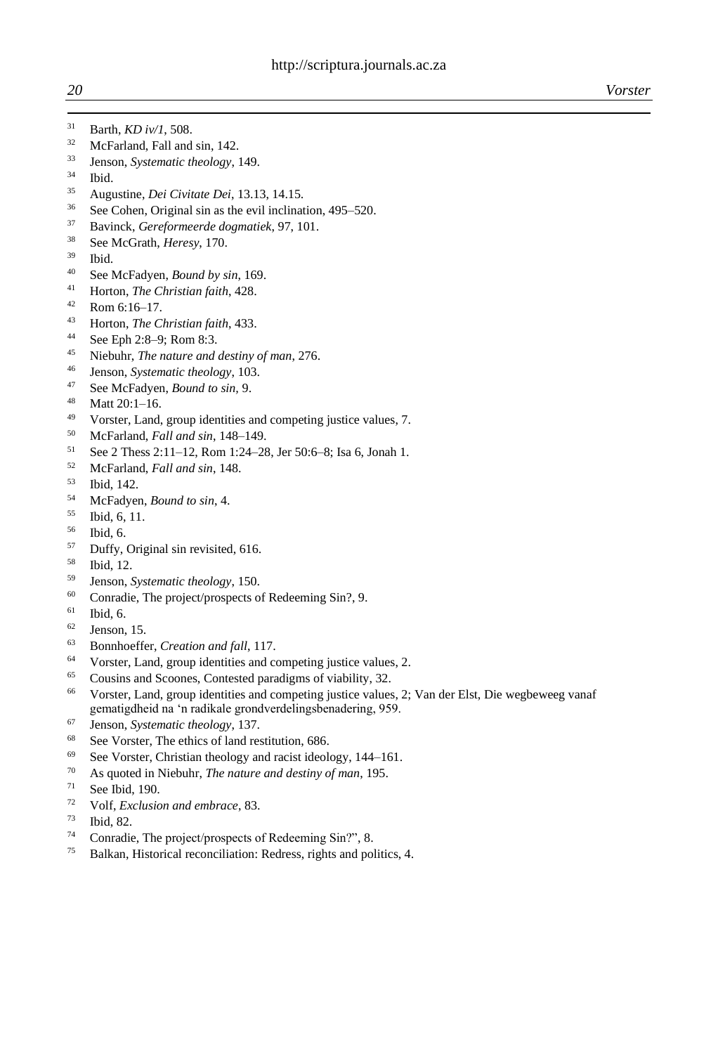31 Barth, *KD iv/1*, 508.
32 McFarland, Fall and sin, 142.
33 Jenson, *Systematic theology*, 149.
34 Ibid.
35 Augustine, *Dei Civitate Dei*, 13.13, 14.15.
36 See Cohen, Original sin as the evil inclination, 495–520.
37 Bavinck, *Gereformeerde dogmatiek*, 97, 101.
38 See McGrath, *Heresy*, 170.
39 Ibid.
40 See McFadyen, *Bound by sin*, 169.
41 Horton, *The Christian faith*, 428.
42 Rom 6:16–17.
43 Horton, *The Christian faith*, 433.
44 See Eph 2:8–9; Rom 8:3.
45 Niebuhr, *The nature and destiny of man*, 276.
46 Jenson, *Systematic theology*, 103.
47 See McFadyen, *Bound to sin*, 9.
48 Matt 20:1–16.
49 Vorster, Land, group identities and competing justice values, 7.
50 McFarland, *Fall and sin*, 148–149.
51 See 2 Thess 2:11–12, Rom 1:24–28, Jer 50:6–8; Isa 6, Jonah 1.
52 McFarland, *Fall and sin*, 148.
53 Ibid, 142.
54 McFadyen, *Bound to sin*, 4.
55 Ibid, 6, 11.
56 Ibid, 6.
57 Duffy, Original sin revisited, 616.
58 Ibid, 12.
59 Jenson, *Systematic theology*, 150.
60 Conradie, The project/prospects of Redeeming Sin?, 9.
61 Ibid, 6.
62 Jenson, 15.
63 Bonnhoeffer, *Creation and fall*, 117.
64 Vorster, Land, group identities and competing justice values, 2.
65 Cousins and Scoones, Contested paradigms of viability, 32.
66 Vorster, Land, group identities and competing justice values, 2; Van der Elst, Die wegbeweeg vanaf gematigdheid na 'n radikale grondverdelingsbenadering, 959.
67 Jenson, *Systematic theology*, 137.
68 See Vorster, The ethics of land restitution, 686.
69 See Vorster, Christian theology and racist ideology, 144–161.
70 As quoted in Niebuhr, *The nature and destiny of man*, 195.
71 See Ibid, 190.
72 Volf, *Exclusion and embrace*, 83.
73 Ibid, 82.
74 Conradie, The project/prospects of Redeeming Sin?", 8.
75 Balkan, Historical reconciliation: Redress, rights and politics, 4.